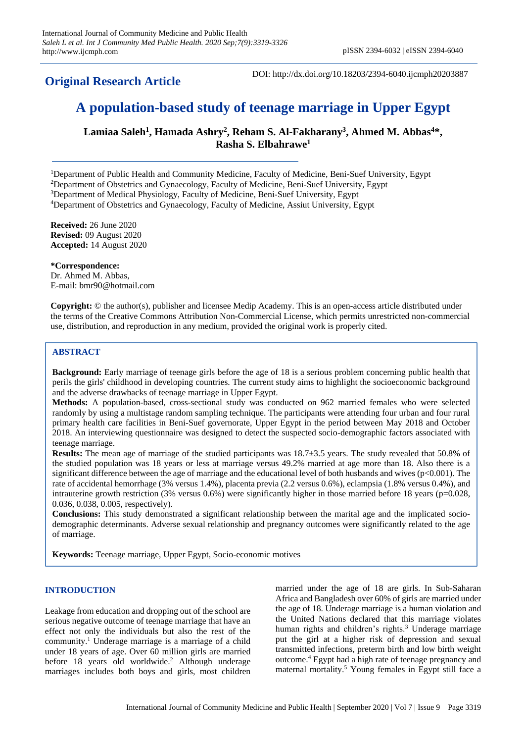**Original Research Article**

DOI: http://dx.doi.org/10.18203/2394-6040.ijcmph20203887

# A population-based study of teenage marriage in Upper Egypt

**Lamiaa Saleh[1], Hamada Ashry[2], Reham S. Al-Fakharany[3], Ahmed M. Abbas[4]*, Rasha S. Elbahrawe[1]**

[1]Department of Public Health and Community Medicine, Faculty of Medicine, Beni-Suef University, Egypt
[2]Department of Obstetrics and Gynaecology, Faculty of Medicine, Beni-Suef University, Egypt
[3]Department of Medical Physiology, Faculty of Medicine, Beni-Suef University, Egypt
[4]Department of Obstetrics and Gynaecology, Faculty of Medicine, Assiut University, Egypt

**Received:** 26 June 2020
**Revised:** 09 August 2020
**Accepted:** 14 August 2020

***Correspondence:**
Dr. Ahmed M. Abbas,
E-mail: bmr90@hotmail.com

**Copyright:** © the author(s), publisher and licensee Medip Academy. This is an open-access article distributed under the terms of the Creative Commons Attribution Non-Commercial License, which permits unrestricted non-commercial use, distribution, and reproduction in any medium, provided the original work is properly cited.

## ABSTRACT

**Background:** Early marriage of teenage girls before the age of 18 is a serious problem concerning public health that perils the girls' childhood in developing countries. The current study aims to highlight the socioeconomic background and the adverse drawbacks of teenage marriage in Upper Egypt.

**Methods:** A population-based, cross-sectional study was conducted on 962 married females who were selected randomly by using a multistage random sampling technique. The participants were attending four urban and four rural primary health care facilities in Beni-Suef governorate, Upper Egypt in the period between May 2018 and October 2018. An interviewing questionnaire was designed to detect the suspected socio-demographic factors associated with teenage marriage.

**Results:** The mean age of marriage of the studied participants was 18.7±3.5 years. The study revealed that 50.8% of the studied population was 18 years or less at marriage versus 49.2% married at age more than 18. Also there is a significant difference between the age of marriage and the educational level of both husbands and wives ($p<0.001$). The rate of accidental hemorrhage (3% versus 1.4%), placenta previa (2.2 versus 0.6%), eclampsia (1.8% versus 0.4%), and intrauterine growth restriction (3% versus 0.6%) were significantly higher in those married before 18 years ($p=0.028$, 0.036, 0.038, 0.005, respectively).

**Conclusions:** This study demonstrated a significant relationship between the marital age and the implicated socio-demographic determinants. Adverse sexual relationship and pregnancy outcomes were significantly related to the age of marriage.

**Keywords:** Teenage marriage, Upper Egypt, Socio-economic motives

## INTRODUCTION

Leakage from education and dropping out of the school are serious negative outcome of teenage marriage that have an effect not only the individuals but also the rest of the community.[1] Underage marriage is a marriage of a child under 18 years of age. Over 60 million girls are married before 18 years old worldwide.[2] Although underage marriages includes both boys and girls, most children married under the age of 18 are girls. In Sub-Saharan Africa and Bangladesh over 60% of girls are married under the age of 18. Underage marriage is a human violation and the United Nations declared that this marriage violates human rights and children's rights.[3] Underage marriage put the girl at a higher risk of depression and sexual transmitted infections, preterm birth and low birth weight outcome.[4] Egypt had a high rate of teenage pregnancy and maternal mortality.[5] Young females in Egypt still face a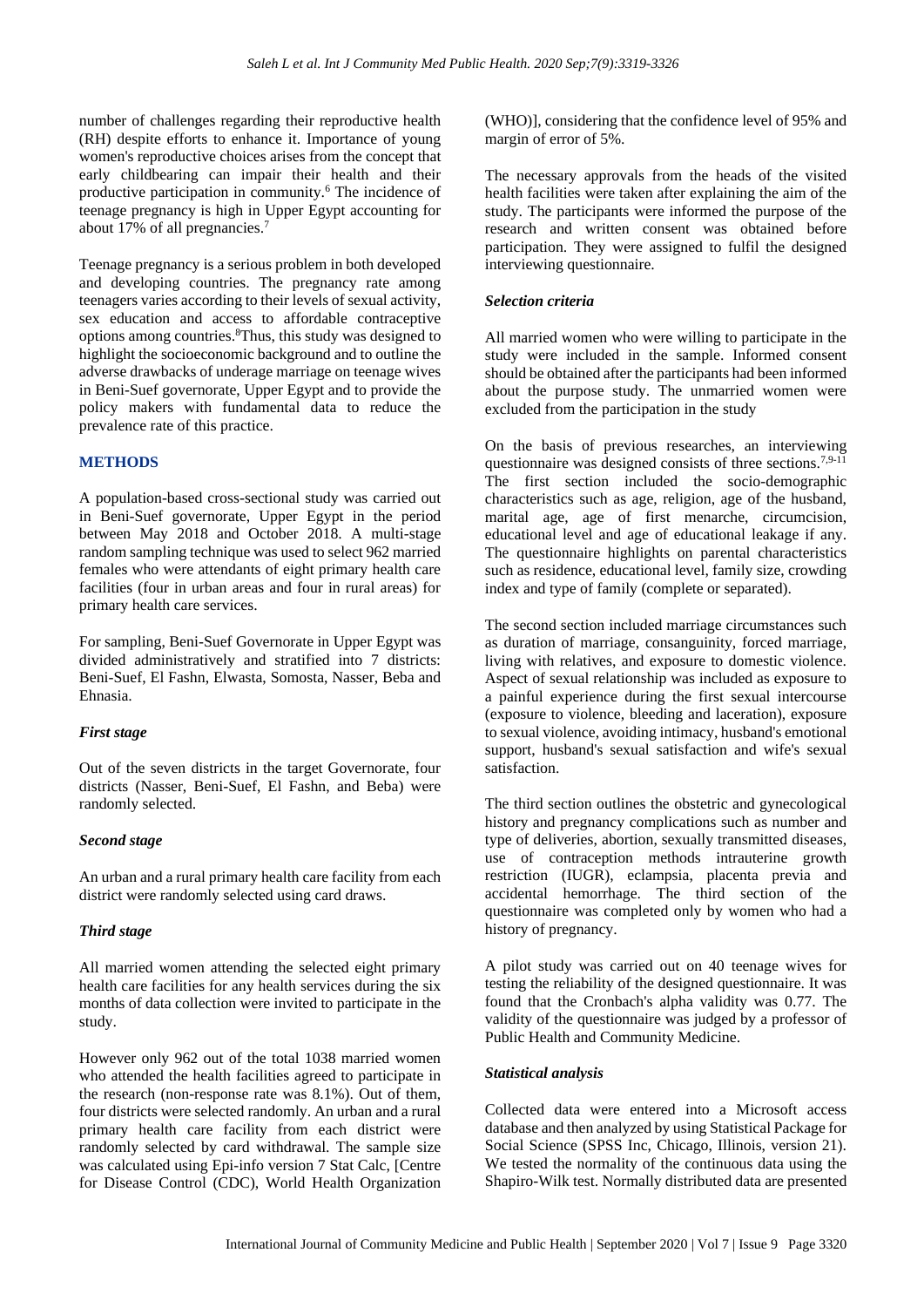number of challenges regarding their reproductive health (RH) despite efforts to enhance it. Importance of young women's reproductive choices arises from the concept that early childbearing can impair their health and their productive participation in community.[6] The incidence of teenage pregnancy is high in Upper Egypt accounting for about 17% of all pregnancies.[7]

Teenage pregnancy is a serious problem in both developed and developing countries. The pregnancy rate among teenagers varies according to their levels of sexual activity, sex education and access to affordable contraceptive options among countries.[8]Thus, this study was designed to highlight the socioeconomic background and to outline the adverse drawbacks of underage marriage on teenage wives in Beni-Suef governorate, Upper Egypt and to provide the policy makers with fundamental data to reduce the prevalence rate of this practice.

## METHODS

A population-based cross-sectional study was carried out in Beni-Suef governorate, Upper Egypt in the period between May 2018 and October 2018. A multi-stage random sampling technique was used to select 962 married females who were attendants of eight primary health care facilities (four in urban areas and four in rural areas) for primary health care services.

For sampling, Beni-Suef Governorate in Upper Egypt was divided administratively and stratified into 7 districts: Beni-Suef, El Fashn, Elwasta, Somosta, Nasser, Beba and Ehnasia.

### *First stage*

Out of the seven districts in the target Governorate, four districts (Nasser, Beni-Suef, El Fashn, and Beba) were randomly selected.

### *Second stage*

An urban and a rural primary health care facility from each district were randomly selected using card draws.

### *Third stage*

All married women attending the selected eight primary health care facilities for any health services during the six months of data collection were invited to participate in the study.

However only 962 out of the total 1038 married women who attended the health facilities agreed to participate in the research (non-response rate was 8.1%). Out of them, four districts were selected randomly. An urban and a rural primary health care facility from each district were randomly selected by card withdrawal. The sample size was calculated using Epi-info version 7 Stat Calc, [Centre for Disease Control (CDC), World Health Organization (WHO)], considering that the confidence level of 95% and margin of error of 5%.

The necessary approvals from the heads of the visited health facilities were taken after explaining the aim of the study. The participants were informed the purpose of the research and written consent was obtained before participation. They were assigned to fulfil the designed interviewing questionnaire.

### *Selection criteria*

All married women who were willing to participate in the study were included in the sample. Informed consent should be obtained after the participants had been informed about the purpose study. The unmarried women were excluded from the participation in the study

On the basis of previous researches, an interviewing questionnaire was designed consists of three sections.[7,9-11] The first section included the socio-demographic characteristics such as age, religion, age of the husband, marital age, age of first menarche, circumcision, educational level and age of educational leakage if any. The questionnaire highlights on parental characteristics such as residence, educational level, family size, crowding index and type of family (complete or separated).

The second section included marriage circumstances such as duration of marriage, consanguinity, forced marriage, living with relatives, and exposure to domestic violence. Aspect of sexual relationship was included as exposure to a painful experience during the first sexual intercourse (exposure to violence, bleeding and laceration), exposure to sexual violence, avoiding intimacy, husband's emotional support, husband's sexual satisfaction and wife's sexual satisfaction.

The third section outlines the obstetric and gynecological history and pregnancy complications such as number and type of deliveries, abortion, sexually transmitted diseases, use of contraception methods intrauterine growth restriction (IUGR), eclampsia, placenta previa and accidental hemorrhage. The third section of the questionnaire was completed only by women who had a history of pregnancy.

A pilot study was carried out on 40 teenage wives for testing the reliability of the designed questionnaire. It was found that the Cronbach's alpha validity was 0.77. The validity of the questionnaire was judged by a professor of Public Health and Community Medicine.

### *Statistical analysis*

Collected data were entered into a Microsoft access database and then analyzed by using Statistical Package for Social Science (SPSS Inc, Chicago, Illinois, version 21). We tested the normality of the continuous data using the Shapiro-Wilk test. Normally distributed data are presented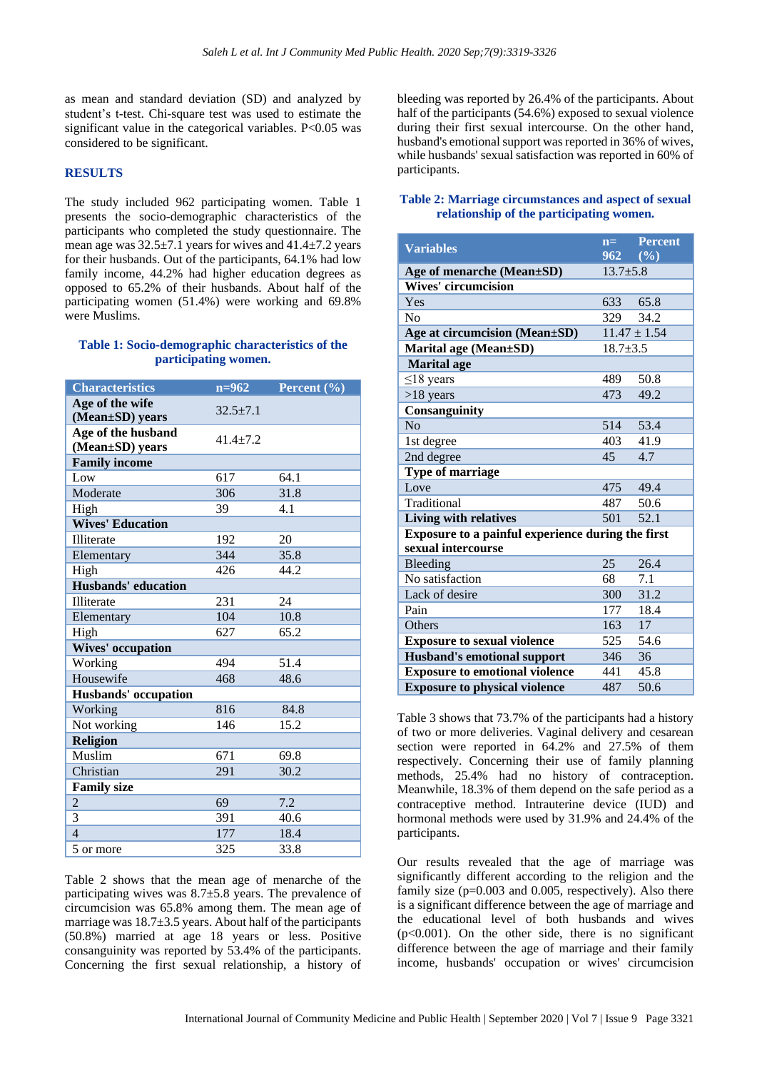as mean and standard deviation (SD) and analyzed by student's t-test. Chi-square test was used to estimate the significant value in the categorical variables. P<0.05 was considered to be significant.

## RESULTS

The study included 962 participating women. Table 1 presents the socio-demographic characteristics of the participants who completed the study questionnaire. The mean age was 32.5±7.1 years for wives and 41.4±7.2 years for their husbands. Out of the participants, 64.1% had low family income, 44.2% had higher education degrees as opposed to 65.2% of their husbands. About half of the participating women (51.4%) were working and 69.8% were Muslims.

**Table 1: Socio-demographic characteristics of the participating women.**

| Characteristics | n=962 | Percent (%) |
|---|---|---|
| **Age of the wife (Mean±SD) years** | 32.5±7.1 | |
| **Age of the husband (Mean±SD) years** | 41.4±7.2 | |
| **Family income** | | |
| Low | 617 | 64.1 |
| Moderate | 306 | 31.8 |
| High | 39 | 4.1 |
| **Wives' Education** | | |
| Illiterate | 192 | 20 |
| Elementary | 344 | 35.8 |
| High | 426 | 44.2 |
| **Husbands' education** | | |
| Illiterate | 231 | 24 |
| Elementary | 104 | 10.8 |
| High | 627 | 65.2 |
| **Wives' occupation** | | |
| Working | 494 | 51.4 |
| Housewife | 468 | 48.6 |
| **Husbands' occupation** | | |
| Working | 816 | 84.8 |
| Not working | 146 | 15.2 |
| **Religion** | | |
| Muslim | 671 | 69.8 |
| Christian | 291 | 30.2 |
| **Family size** | | |
| 2 | 69 | 7.2 |
| 3 | 391 | 40.6 |
| 4 | 177 | 18.4 |
| 5 or more | 325 | 33.8 |

Table 2 shows that the mean age of menarche of the participating wives was 8.7±5.8 years. The prevalence of circumcision was 65.8% among them. The mean age of marriage was 18.7±3.5 years. About half of the participants (50.8%) married at age 18 years or less. Positive consanguinity was reported by 53.4% of the participants. Concerning the first sexual relationship, a history of bleeding was reported by 26.4% of the participants. About half of the participants (54.6%) exposed to sexual violence during their first sexual intercourse. On the other hand, husband's emotional support was reported in 36% of wives, while husbands' sexual satisfaction was reported in 60% of participants.

**Table 2: Marriage circumstances and aspect of sexual relationship of the participating women.**

| Variables | n= 962 | Percent (%) |
|---|---|---|
| **Age of menarche (Mean±SD)** | 13.7±5.8 | |
| **Wives' circumcision** | | |
| Yes | 633 | 65.8 |
| No | 329 | 34.2 |
| **Age at circumcision (Mean±SD)** | 11.47 ± 1.54 | |
| **Marital age (Mean±SD)** | 18.7±3.5 | |
| **Marital age** | | |
| ≤18 years | 489 | 50.8 |
| >18 years | 473 | 49.2 |
| **Consanguinity** | | |
| No | 514 | 53.4 |
| 1st degree | 403 | 41.9 |
| 2nd degree | 45 | 4.7 |
| **Type of marriage** | | |
| Love | 475 | 49.4 |
| Traditional | 487 | 50.6 |
| **Living with relatives** | 501 | 52.1 |
| **Exposure to a painful experience during the first sexual intercourse** | | |
| Bleeding | 25 | 26.4 |
| No satisfaction | 68 | 7.1 |
| Lack of desire | 300 | 31.2 |
| Pain | 177 | 18.4 |
| Others | 163 | 17 |
| **Exposure to sexual violence** | 525 | 54.6 |
| **Husband's emotional support** | 346 | 36 |
| **Exposure to emotional violence** | 441 | 45.8 |
| **Exposure to physical violence** | 487 | 50.6 |

Table 3 shows that 73.7% of the participants had a history of two or more deliveries. Vaginal delivery and cesarean section were reported in 64.2% and 27.5% of them respectively. Concerning their use of family planning methods, 25.4% had no history of contraception. Meanwhile, 18.3% of them depend on the safe period as a contraceptive method. Intrauterine device (IUD) and hormonal methods were used by 31.9% and 24.4% of the participants.

Our results revealed that the age of marriage was significantly different according to the religion and the family size (p=0.003 and 0.005, respectively). Also there is a significant difference between the age of marriage and the educational level of both husbands and wives (p<0.001). On the other side, there is no significant difference between the age of marriage and their family income, husbands' occupation or wives' circumcision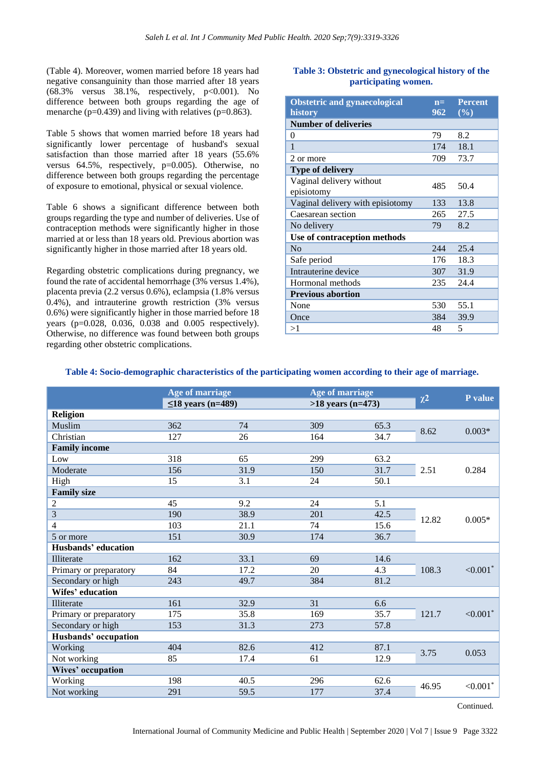(Table 4). Moreover, women married before 18 years had negative consanguinity than those married after 18 years (68.3% versus 38.1%, respectively, p<0.001). No difference between both groups regarding the age of menarche (p=0.439) and living with relatives (p=0.863).

Table 5 shows that women married before 18 years had significantly lower percentage of husband's sexual satisfaction than those married after 18 years (55.6% versus 64.5%, respectively, p=0.005). Otherwise, no difference between both groups regarding the percentage of exposure to emotional, physical or sexual violence.

Table 6 shows a significant difference between both groups regarding the type and number of deliveries. Use of contraception methods were significantly higher in those married at or less than 18 years old. Previous abortion was significantly higher in those married after 18 years old.

Regarding obstetric complications during pregnancy, we found the rate of accidental hemorrhage (3% versus 1.4%), placenta previa (2.2 versus 0.6%), eclampsia (1.8% versus 0.4%), and intrauterine growth restriction (3% versus 0.6%) were significantly higher in those married before 18 years (p=0.028, 0.036, 0.038 and 0.005 respectively). Otherwise, no difference was found between both groups regarding other obstetric complications.

**Table 3: Obstetric and gynecological history of the participating women.**

| Obstetric and gynaecological history | n=962 | Percent (%) |
|---|---|---|
| **Number of deliveries** | | |
| 0 | 79 | 8.2 |
| 1 | 174 | 18.1 |
| 2 or more | 709 | 73.7 |
| **Type of delivery** | | |
| Vaginal delivery without episiotomy | 485 | 50.4 |
| Vaginal delivery with episiotomy | 133 | 13.8 |
| Caesarean section | 265 | 27.5 |
| No delivery | 79 | 8.2 |
| **Use of contraception methods** | | |
| No | 244 | 25.4 |
| Safe period | 176 | 18.3 |
| Intrauterine device | 307 | 31.9 |
| Hormonal methods | 235 | 24.4 |
| **Previous abortion** | | |
| None | 530 | 55.1 |
| Once | 384 | 39.9 |
| >1 | 48 | 5 |

**Table 4: Socio-demographic characteristics of the participating women according to their age of marriage.**

| | Age of marriage ≤18 years (n=489) | | Age of marriage >18 years (n=473) | | $\chi 2$ | P value |
|---|---|---|---|---|---|---|
| **Religion** | | | | | | |
| Muslim | 362 | 74 | 309 | 65.3 | 8.62 | 0.003* |
| Christian | 127 | 26 | 164 | 34.7 | | |
| **Family income** | | | | | | |
| Low | 318 | 65 | 299 | 63.2 | 2.51 | 0.284 |
| Moderate | 156 | 31.9 | 150 | 31.7 | | |
| High | 15 | 3.1 | 24 | 50.1 | | |
| **Family size** | | | | | | |
| 2 | 45 | 9.2 | 24 | 5.1 | 12.82 | 0.005* |
| 3 | 190 | 38.9 | 201 | 42.5 | | |
| 4 | 103 | 21.1 | 74 | 15.6 | | |
| 5 or more | 151 | 30.9 | 174 | 36.7 | | |
| **Husbands' education** | | | | | | |
| Illiterate | 162 | 33.1 | 69 | 14.6 | 108.3 | <0.001* |
| Primary or preparatory | 84 | 17.2 | 20 | 4.3 | | |
| Secondary or high | 243 | 49.7 | 384 | 81.2 | | |
| **Wifes' education** | | | | | | |
| Illiterate | 161 | 32.9 | 31 | 6.6 | 121.7 | <0.001* |
| Primary or preparatory | 175 | 35.8 | 169 | 35.7 | | |
| Secondary or high | 153 | 31.3 | 273 | 57.8 | | |
| **Husbands' occupation** | | | | | | |
| Working | 404 | 82.6 | 412 | 87.1 | 3.75 | 0.053 |
| Not working | 85 | 17.4 | 61 | 12.9 | | |
| **Wives' occupation** | | | | | | |
| Working | 198 | 40.5 | 296 | 62.6 | 46.95 | <0.001* |
| Not working | 291 | 59.5 | 177 | 37.4 | | |

Continued.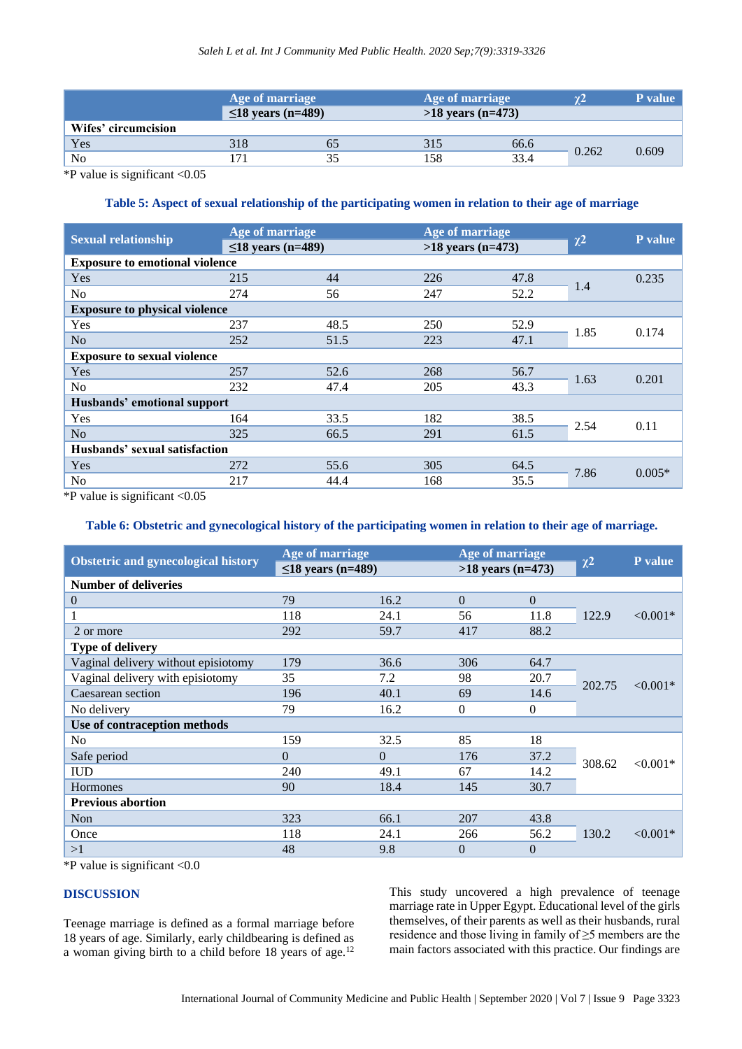| | Age of marriage | | Age of marriage | | χ2 | P value |
|---|---|---|---|---|---|---|
| | ≤18 years (n=489) | | >18 years (n=473) | | | |
| **Wifes' circumcision** | | | | | | |
| Yes | 318 | 65 | 315 | 66.6 | 0.262 | 0.609 |
| No | 171 | 35 | 158 | 33.4 | | |

*P value is significant <0.05

**Table 5: Aspect of sexual relationship of the participating women in relation to their age of marriage**

| Sexual relationship | Age of marriage | | Age of marriage | | χ2 | P value |
|---|---|---|---|---|---|---|
| | ≤18 years (n=489) | | >18 years (n=473) | | | |
| **Exposure to emotional violence** | | | | | | |
| Yes | 215 | 44 | 226 | 47.8 | 1.4 | 0.235 |
| No | 274 | 56 | 247 | 52.2 | | |
| **Exposure to physical violence** | | | | | | |
| Yes | 237 | 48.5 | 250 | 52.9 | 1.85 | 0.174 |
| No | 252 | 51.5 | 223 | 47.1 | | |
| **Exposure to sexual violence** | | | | | | |
| Yes | 257 | 52.6 | 268 | 56.7 | 1.63 | 0.201 |
| No | 232 | 47.4 | 205 | 43.3 | | |
| **Husbands' emotional support** | | | | | | |
| Yes | 164 | 33.5 | 182 | 38.5 | 2.54 | 0.11 |
| No | 325 | 66.5 | 291 | 61.5 | | |
| **Husbands' sexual satisfaction** | | | | | | |
| Yes | 272 | 55.6 | 305 | 64.5 | 7.86 | 0.005* |
| No | 217 | 44.4 | 168 | 35.5 | | |

*P value is significant <0.05

**Table 6: Obstetric and gynecological history of the participating women in relation to their age of marriage.**

| Obstetric and gynecological history | Age of marriage | | Age of marriage | | χ2 | P value |
|---|---|---|---|---|---|---|
| | ≤18 years (n=489) | | >18 years (n=473) | | | |
| **Number of deliveries** | | | | | | |
| 0 | 79 | 16.2 | 0 | 0 | 122.9 | <0.001* |
| 1 | 118 | 24.1 | 56 | 11.8 | | |
| 2 or more | 292 | 59.7 | 417 | 88.2 | | |
| **Type of delivery** | | | | | | |
| Vaginal delivery without episiotomy | 179 | 36.6 | 306 | 64.7 | 202.75 | <0.001* |
| Vaginal delivery with episiotomy | 35 | 7.2 | 98 | 20.7 | | |
| Caesarean section | 196 | 40.1 | 69 | 14.6 | | |
| No delivery | 79 | 16.2 | 0 | 0 | | |
| **Use of contraception methods** | | | | | | |
| No | 159 | 32.5 | 85 | 18 | 308.62 | <0.001* |
| Safe period | 0 | 0 | 176 | 37.2 | | |
| IUD | 240 | 49.1 | 67 | 14.2 | | |
| Hormones | 90 | 18.4 | 145 | 30.7 | | |
| **Previous abortion** | | | | | | |
| Non | 323 | 66.1 | 207 | 43.8 | 130.2 | <0.001* |
| Once | 118 | 24.1 | 266 | 56.2 | | |
| >1 | 48 | 9.8 | 0 | 0 | | |

*P value is significant <0.0

## DISCUSSION

Teenage marriage is defined as a formal marriage before 18 years of age. Similarly, early childbearing is defined as a woman giving birth to a child before 18 years of age.[12]

This study uncovered a high prevalence of teenage marriage rate in Upper Egypt. Educational level of the girls themselves, of their parents as well as their husbands, rural residence and those living in family of ≥5 members are the main factors associated with this practice. Our findings are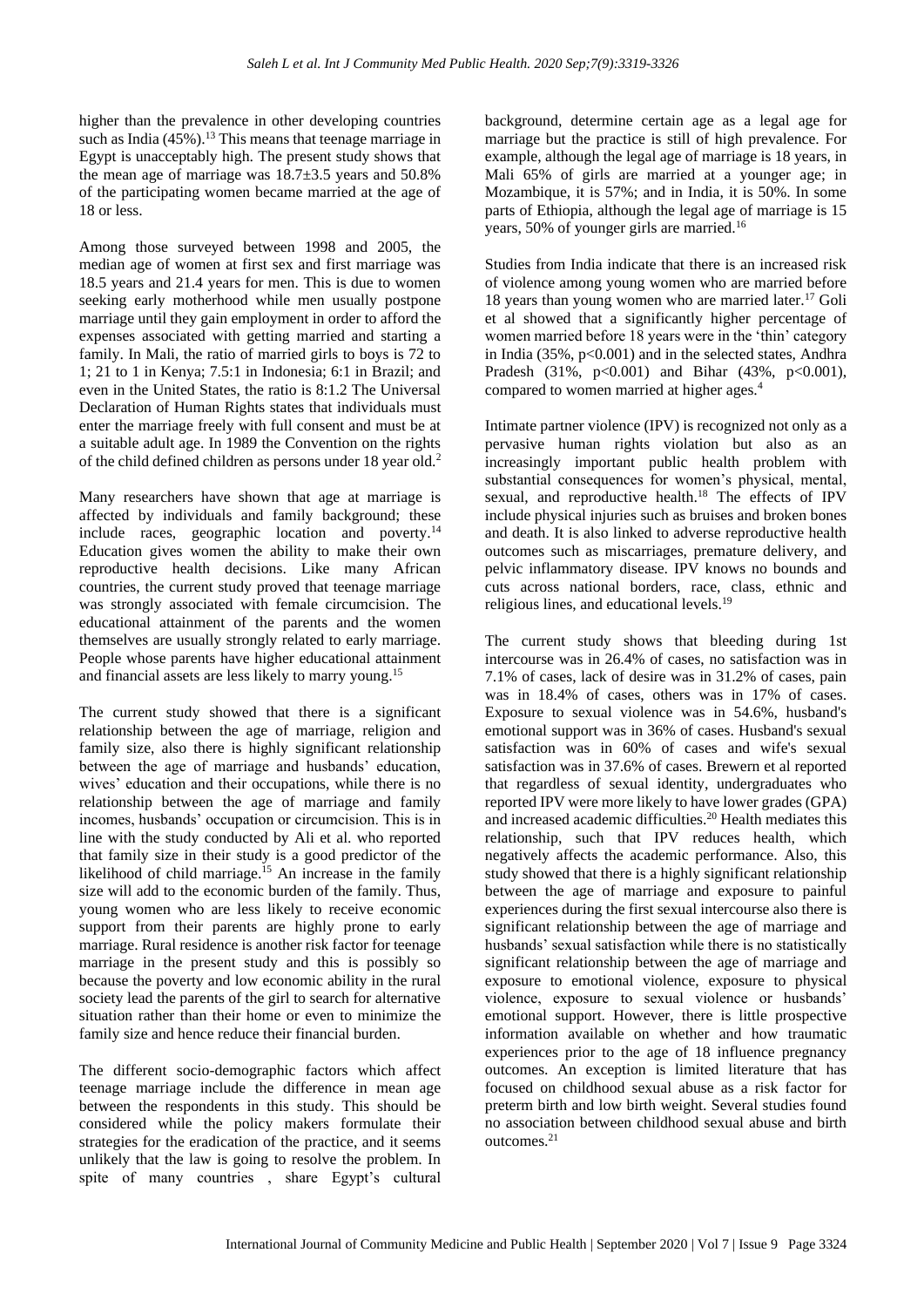higher than the prevalence in other developing countries such as India (45%).[13] This means that teenage marriage in Egypt is unacceptably high. The present study shows that the mean age of marriage was 18.7±3.5 years and 50.8% of the participating women became married at the age of 18 or less.

Among those surveyed between 1998 and 2005, the median age of women at first sex and first marriage was 18.5 years and 21.4 years for men. This is due to women seeking early motherhood while men usually postpone marriage until they gain employment in order to afford the expenses associated with getting married and starting a family. In Mali, the ratio of married girls to boys is 72 to 1; 21 to 1 in Kenya; 7.5:1 in Indonesia; 6:1 in Brazil; and even in the United States, the ratio is 8:1.2 The Universal Declaration of Human Rights states that individuals must enter the marriage freely with full consent and must be at a suitable adult age. In 1989 the Convention on the rights of the child defined children as persons under 18 year old.[2]

Many researchers have shown that age at marriage is affected by individuals and family background; these include races, geographic location and poverty.[14] Education gives women the ability to make their own reproductive health decisions. Like many African countries, the current study proved that teenage marriage was strongly associated with female circumcision. The educational attainment of the parents and the women themselves are usually strongly related to early marriage. People whose parents have higher educational attainment and financial assets are less likely to marry young.[15]

The current study showed that there is a significant relationship between the age of marriage, religion and family size, also there is highly significant relationship between the age of marriage and husbands' education, wives' education and their occupations, while there is no relationship between the age of marriage and family incomes, husbands' occupation or circumcision. This is in line with the study conducted by Ali et al. who reported that family size in their study is a good predictor of the likelihood of child marriage.[15] An increase in the family size will add to the economic burden of the family. Thus, young women who are less likely to receive economic support from their parents are highly prone to early marriage. Rural residence is another risk factor for teenage marriage in the present study and this is possibly so because the poverty and low economic ability in the rural society lead the parents of the girl to search for alternative situation rather than their home or even to minimize the family size and hence reduce their financial burden.

The different socio-demographic factors which affect teenage marriage include the difference in mean age between the respondents in this study. This should be considered while the policy makers formulate their strategies for the eradication of the practice, and it seems unlikely that the law is going to resolve the problem. In spite of many countries , share Egypt's cultural background, determine certain age as a legal age for marriage but the practice is still of high prevalence. For example, although the legal age of marriage is 18 years, in Mali 65% of girls are married at a younger age; in Mozambique, it is 57%; and in India, it is 50%. In some parts of Ethiopia, although the legal age of marriage is 15 years, 50% of younger girls are married.[16]

Studies from India indicate that there is an increased risk of violence among young women who are married before 18 years than young women who are married later.[17] Goli et al showed that a significantly higher percentage of women married before 18 years were in the 'thin' category in India (35%, p<0.001) and in the selected states, Andhra Pradesh (31%, p<0.001) and Bihar (43%, p<0.001), compared to women married at higher ages.[4]

Intimate partner violence (IPV) is recognized not only as a pervasive human rights violation but also as an increasingly important public health problem with substantial consequences for women's physical, mental, sexual, and reproductive health.[18] The effects of IPV include physical injuries such as bruises and broken bones and death. It is also linked to adverse reproductive health outcomes such as miscarriages, premature delivery, and pelvic inflammatory disease. IPV knows no bounds and cuts across national borders, race, class, ethnic and religious lines, and educational levels.[19]

The current study shows that bleeding during 1st intercourse was in 26.4% of cases, no satisfaction was in 7.1% of cases, lack of desire was in 31.2% of cases, pain was in 18.4% of cases, others was in 17% of cases. Exposure to sexual violence was in 54.6%, husband's emotional support was in 36% of cases. Husband's sexual satisfaction was in 60% of cases and wife's sexual satisfaction was in 37.6% of cases. Brewern et al reported that regardless of sexual identity, undergraduates who reported IPV were more likely to have lower grades (GPA) and increased academic difficulties.[20] Health mediates this relationship, such that IPV reduces health, which negatively affects the academic performance. Also, this study showed that there is a highly significant relationship between the age of marriage and exposure to painful experiences during the first sexual intercourse also there is significant relationship between the age of marriage and husbands' sexual satisfaction while there is no statistically significant relationship between the age of marriage and exposure to emotional violence, exposure to physical violence, exposure to sexual violence or husbands' emotional support. However, there is little prospective information available on whether and how traumatic experiences prior to the age of 18 influence pregnancy outcomes. An exception is limited literature that has focused on childhood sexual abuse as a risk factor for preterm birth and low birth weight. Several studies found no association between childhood sexual abuse and birth outcomes.[21]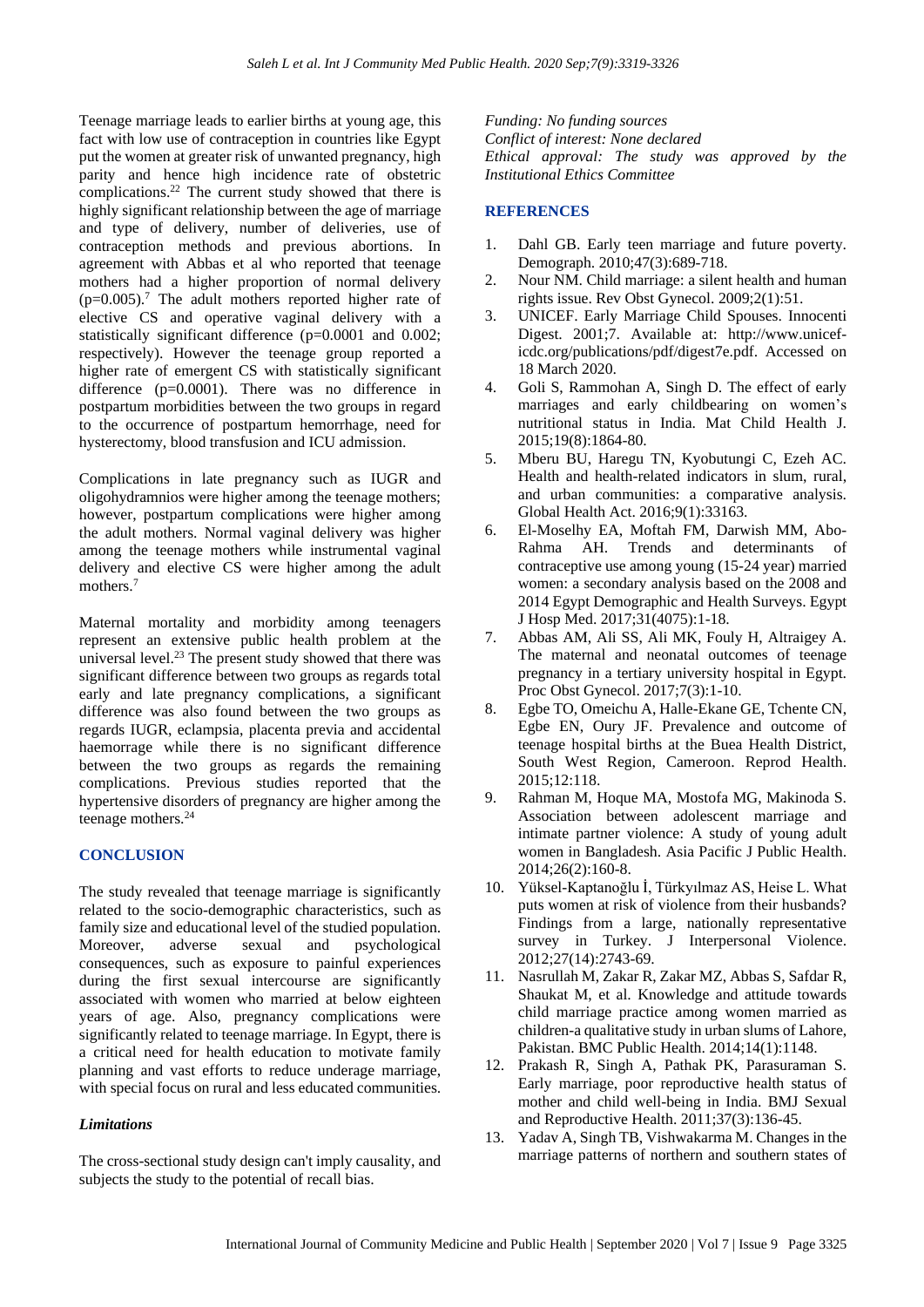Teenage marriage leads to earlier births at young age, this fact with low use of contraception in countries like Egypt put the women at greater risk of unwanted pregnancy, high parity and hence high incidence rate of obstetric complications.[22] The current study showed that there is highly significant relationship between the age of marriage and type of delivery, number of deliveries, use of contraception methods and previous abortions. In agreement with Abbas et al who reported that teenage mothers had a higher proportion of normal delivery (p=0.005).[7] The adult mothers reported higher rate of elective CS and operative vaginal delivery with a statistically significant difference (p=0.0001 and 0.002; respectively). However the teenage group reported a higher rate of emergent CS with statistically significant difference (p=0.0001). There was no difference in postpartum morbidities between the two groups in regard to the occurrence of postpartum hemorrhage, need for hysterectomy, blood transfusion and ICU admission.

Complications in late pregnancy such as IUGR and oligohydramnios were higher among the teenage mothers; however, postpartum complications were higher among the adult mothers. Normal vaginal delivery was higher among the teenage mothers while instrumental vaginal delivery and elective CS were higher among the adult mothers.[7]

Maternal mortality and morbidity among teenagers represent an extensive public health problem at the universal level.[23] The present study showed that there was significant difference between two groups as regards total early and late pregnancy complications, a significant difference was also found between the two groups as regards IUGR, eclampsia, placenta previa and accidental haemorrhage while there is no significant difference between the two groups as regards the remaining complications. Previous studies reported that the hypertensive disorders of pregnancy are higher among the teenage mothers.[24]

## CONCLUSION

The study revealed that teenage marriage is significantly related to the socio-demographic characteristics, such as family size and educational level of the studied population. Moreover, adverse sexual and psychological consequences, such as exposure to painful experiences during the first sexual intercourse are significantly associated with women who married at below eighteen years of age. Also, pregnancy complications were significantly related to teenage marriage. In Egypt, there is a critical need for health education to motivate family planning and vast efforts to reduce underage marriage, with special focus on rural and less educated communities.

### *Limitations*

The cross-sectional study design can't imply causality, and subjects the study to the potential of recall bias.

*Funding: No funding sources*
*Conflict of interest: None declared*
*Ethical approval: The study was approved by the Institutional Ethics Committee*

## REFERENCES

1. Dahl GB. Early teen marriage and future poverty. Demograph. 2010;47(3):689-718.
2. Nour NM. Child marriage: a silent health and human rights issue. Rev Obst Gynecol. 2009;2(1):51.
3. UNICEF. Early Marriage Child Spouses. Innocenti Digest. 2001;7. Available at: http://www.unicef-icdc.org/publications/pdf/digest7e.pdf. Accessed on 18 March 2020.
4. Goli S, Rammohan A, Singh D. The effect of early marriages and early childbearing on women's nutritional status in India. Mat Child Health J. 2015;19(8):1864-80.
5. Mberu BU, Haregu TN, Kyobutungi C, Ezeh AC. Health and health-related indicators in slum, rural, and urban communities: a comparative analysis. Global Health Act. 2016;9(1):33163.
6. El-Moselhy EA, Moftah FM, Darwish MM, Abo-Rahma AH. Trends and determinants of contraceptive use among young (15-24 year) married women: a secondary analysis based on the 2008 and 2014 Egypt Demographic and Health Surveys. Egypt J Hosp Med. 2017;31(4075):1-18.
7. Abbas AM, Ali SS, Ali MK, Fouly H, Altraigey A. The maternal and neonatal outcomes of teenage pregnancy in a tertiary university hospital in Egypt. Proc Obst Gynecol. 2017;7(3):1-10.
8. Egbe TO, Omeichu A, Halle-Ekane GE, Tchente CN, Egbe EN, Oury JF. Prevalence and outcome of teenage hospital births at the Buea Health District, South West Region, Cameroon. Reprod Health. 2015;12:118.
9. Rahman M, Hoque MA, Mostofa MG, Makinoda S. Association between adolescent marriage and intimate partner violence: A study of young adult women in Bangladesh. Asia Pacific J Public Health. 2014;26(2):160-8.
10. Yüksel-Kaptanoğlu İ, Türkyılmaz AS, Heise L. What puts women at risk of violence from their husbands? Findings from a large, nationally representative survey in Turkey. J Interpersonal Violence. 2012;27(14):2743-69.
11. Nasrullah M, Zakar R, Zakar MZ, Abbas S, Safdar R, Shaukat M, et al. Knowledge and attitude towards child marriage practice among women married as children-a qualitative study in urban slums of Lahore, Pakistan. BMC Public Health. 2014;14(1):1148.
12. Prakash R, Singh A, Pathak PK, Parasuraman S. Early marriage, poor reproductive health status of mother and child well-being in India. BMJ Sexual and Reproductive Health. 2011;37(3):136-45.
13. Yadav A, Singh TB, Vishwakarma M. Changes in the marriage patterns of northern and southern states of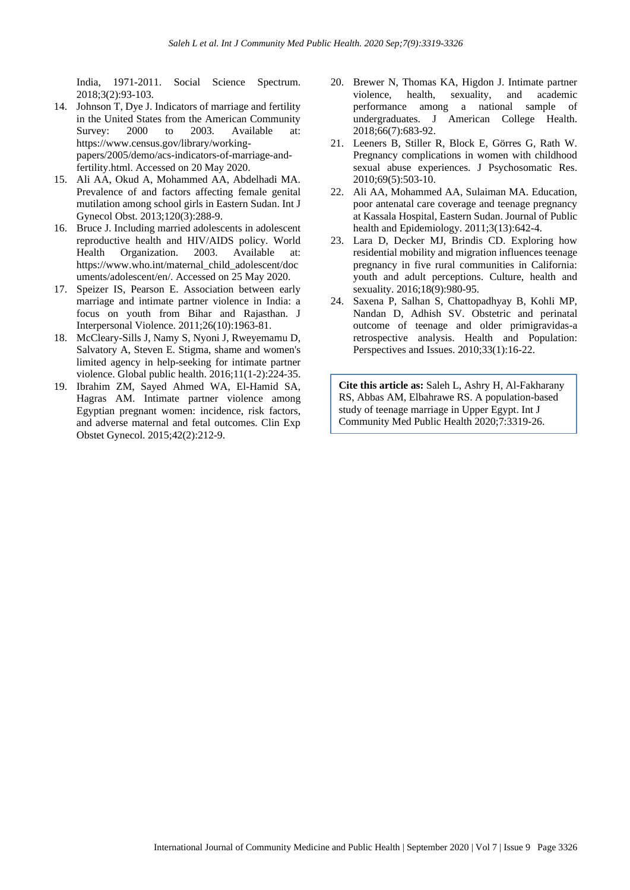India, 1971-2011. Social Science Spectrum. 2018;3(2):93-103.

14. Johnson T, Dye J. Indicators of marriage and fertility in the United States from the American Community Survey: 2000 to 2003. Available at: https://www.census.gov/library/working-papers/2005/demo/acs-indicators-of-marriage-and-fertility.html. Accessed on 20 May 2020.
15. Ali AA, Okud A, Mohammed AA, Abdelhadi MA. Prevalence of and factors affecting female genital mutilation among school girls in Eastern Sudan. Int J Gynecol Obst. 2013;120(3):288-9.
16. Bruce J. Including married adolescents in adolescent reproductive health and HIV/AIDS policy. World Health Organization. 2003. Available at: https://www.who.int/maternal_child_adolescent/documents/adolescent/en/. Accessed on 25 May 2020.
17. Speizer IS, Pearson E. Association between early marriage and intimate partner violence in India: a focus on youth from Bihar and Rajasthan. J Interpersonal Violence. 2011;26(10):1963-81.
18. McCleary-Sills J, Namy S, Nyoni J, Rweyemamu D, Salvatory A, Steven E. Stigma, shame and women's limited agency in help-seeking for intimate partner violence. Global public health. 2016;11(1-2):224-35.
19. Ibrahim ZM, Sayed Ahmed WA, El-Hamid SA, Hagras AM. Intimate partner violence among Egyptian pregnant women: incidence, risk factors, and adverse maternal and fetal outcomes. Clin Exp Obstet Gynecol. 2015;42(2):212-9.
20. Brewer N, Thomas KA, Higdon J. Intimate partner violence, health, sexuality, and academic performance among a national sample of undergraduates. J American College Health. 2018;66(7):683-92.
21. Leeners B, Stiller R, Block E, Görres G, Rath W. Pregnancy complications in women with childhood sexual abuse experiences. J Psychosomatic Res. 2010;69(5):503-10.
22. Ali AA, Mohammed AA, Sulaiman MA. Education, poor antenatal care coverage and teenage pregnancy at Kassala Hospital, Eastern Sudan. Journal of Public health and Epidemiology. 2011;3(13):642-4.
23. Lara D, Decker MJ, Brindis CD. Exploring how residential mobility and migration influences teenage pregnancy in five rural communities in California: youth and adult perceptions. Culture, health and sexuality. 2016;18(9):980-95.
24. Saxena P, Salhan S, Chattopadhyay B, Kohli MP, Nandan D, Adhish SV. Obstetric and perinatal outcome of teenage and older primigravidas-a retrospective analysis. Health and Population: Perspectives and Issues. 2010;33(1):16-22.

**Cite this article as:** Saleh L, Ashry H, Al-Fakharany RS, Abbas AM, Elbahrawe RS. A population-based study of teenage marriage in Upper Egypt. Int J Community Med Public Health 2020;7:3319-26.